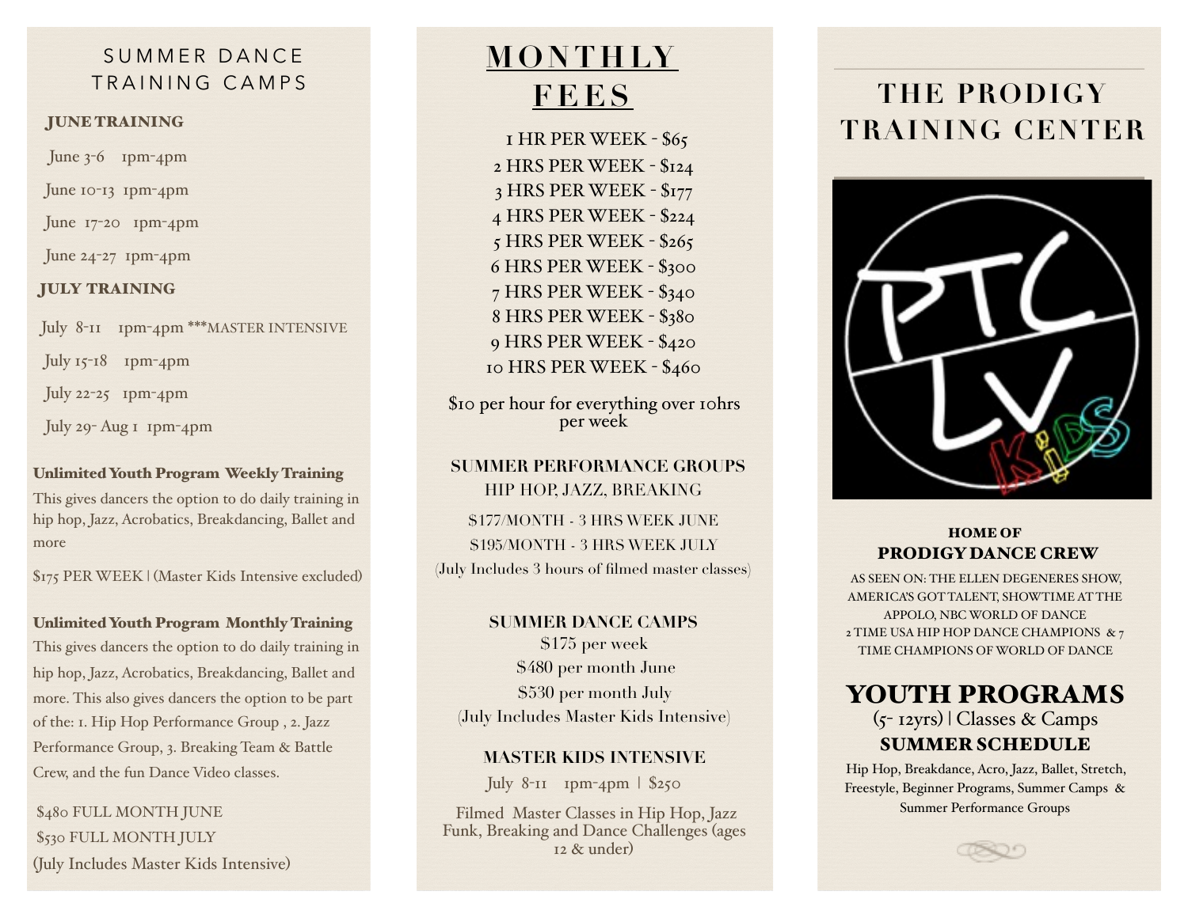## SUMMER DANCE TRAINING CAMPS

### JUNE TRAINING

June 3-6 1pm-4pm

June 10-13 1pm-4pm

June 17-20 1pm-4pm

June 24-27 1pm-4pm

### JULY TRAINING

July 8-11 1pm-4pm ***MASTER INTENSIVE

July 15-18 1pm-4pm

July 22-25 1pm-4pm

July 29- Aug 1 1pm-4pm

**Unlimited Youth Program Weekly Training**

This gives dancers the option to do daily training in hip hop, Jazz, Acrobatics, Breakdancing, Ballet and more

$175 PER WEEK | (Master Kids Intensive excluded)

**Unlimited Youth Program Monthly Training**

This gives dancers the option to do daily training in hip hop, Jazz, Acrobatics, Breakdancing, Ballet and more. This also gives dancers the option to be part of the: 1. Hip Hop Performance Group , 2. Jazz Performance Group, 3. Breaking Team & Battle Crew, and the fun Dance Video classes.

$480 FULL MONTH JUNE

$530 FULL MONTH JULY

(July Includes Master Kids Intensive)

## MONTHLY FEES

1 HR PER WEEK - $65
2 HRS PER WEEK - $124
3 HRS PER WEEK - $177
4 HRS PER WEEK - $224
5 HRS PER WEEK - $265
6 HRS PER WEEK - $300
7 HRS PER WEEK - $340
8 HRS PER WEEK - $380
9 HRS PER WEEK - $420
10 HRS PER WEEK - $460

$10 per hour for everything over 10hrs per week

### SUMMER PERFORMANCE GROUPS

HIP HOP, JAZZ, BREAKING

$177/MONTH - 3 HRS WEEK JUNE

$195/MONTH - 3 HRS WEEK JULY

(July Includes 3 hours of filmed master classes)

### SUMMER DANCE CAMPS

$175 per week

$480 per month June

$530 per month July

(July Includes Master Kids Intensive)

### MASTER KIDS INTENSIVE

July 8-11 1pm-4pm | $250

Filmed Master Classes in Hip Hop, Jazz Funk, Breaking and Dance Challenges (ages 12 & under)

# THE PRODIGY TRAINING CENTER

**HOME OF**
**PRODIGY DANCE CREW**

AS SEEN ON: THE ELLEN DEGENERES SHOW, AMERICA'S GOT TALENT, SHOWTIME AT THE APPOLO, NBC WORLD OF DANCE
2 TIME USA HIP HOP DANCE CHAMPIONS & 7 TIME CHAMPIONS OF WORLD OF DANCE

## YOUTH PROGRAMS

(5- 12yrs) | Classes & Camps

**SUMMER SCHEDULE**

Hip Hop, Breakdance, Acro, Jazz, Ballet, Stretch, Freestyle, Beginner Programs, Summer Camps & Summer Performance Groups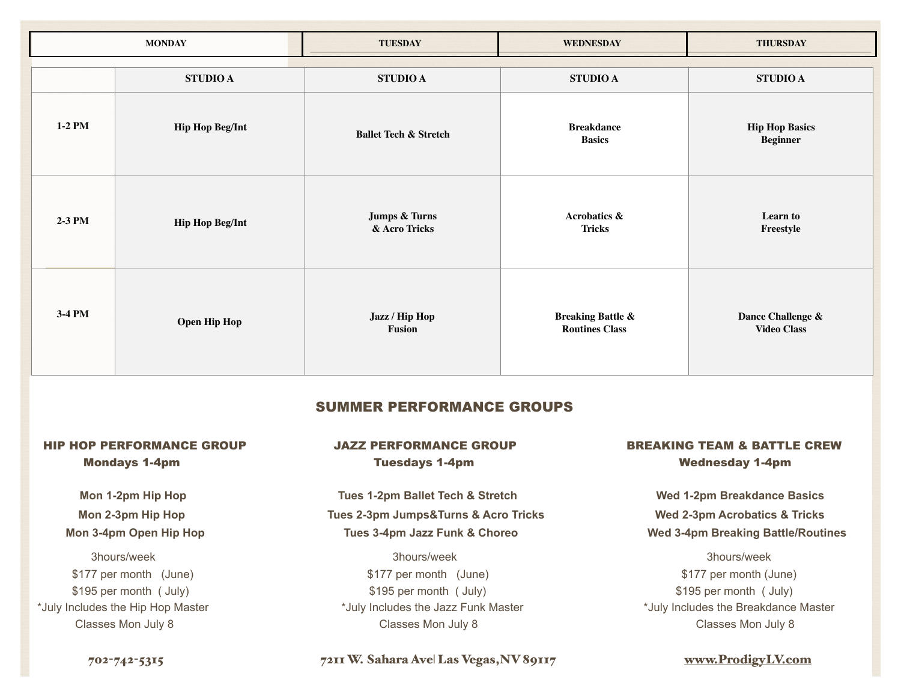| | MONDAY | TUESDAY | WEDNESDAY | THURSDAY |
|---|---|---|---|---|
| | STUDIO A | STUDIO A | STUDIO A | STUDIO A |
| 1-2 PM | Hip Hop Beg/Int | Ballet Tech & Stretch | Breakdance Basics | Hip Hop Basics Beginner |
| 2-3 PM | Hip Hop Beg/Int | Jumps & Turns & Acro Tricks | Acrobatics & Tricks | Learn to Freestyle |
| 3-4 PM | Open Hip Hop | Jazz / Hip Hop Fusion | Breaking Battle & Routines Class | Dance Challenge & Video Class |

## SUMMER PERFORMANCE GROUPS

### HIP HOP PERFORMANCE GROUP
**Mondays 1-4pm**

**Mon 1-2pm Hip Hop**
**Mon 2-3pm Hip Hop**
**Mon 3-4pm Open Hip Hop**

3hours/week
$177 per month (June)
$195 per month ( July)
*July Includes the Hip Hop Master Classes Mon July 8

### JAZZ PERFORMANCE GROUP
**Tuesdays 1-4pm**

**Tues 1-2pm Ballet Tech & Stretch**
**Tues 2-3pm Jumps&Turns & Acro Tricks**
**Tues 3-4pm Jazz Funk & Choreo**

3hours/week
$177 per month (June)
$195 per month ( July)
*July Includes the Jazz Funk Master Classes Mon July 8

### BREAKING TEAM & BATTLE CREW
**Wednesday 1-4pm**

**Wed 1-2pm Breakdance Basics**
**Wed 2-3pm Acrobatics & Tricks**
**Wed 3-4pm Breaking Battle/Routines**

3hours/week
$177 per month (June)
$195 per month ( July)
*July Includes the Breakdance Master Classes Mon July 8

702-742-5315 | 7211 W. Sahara Ave| Las Vegas,NV 89117 | www.ProdigyLV.com